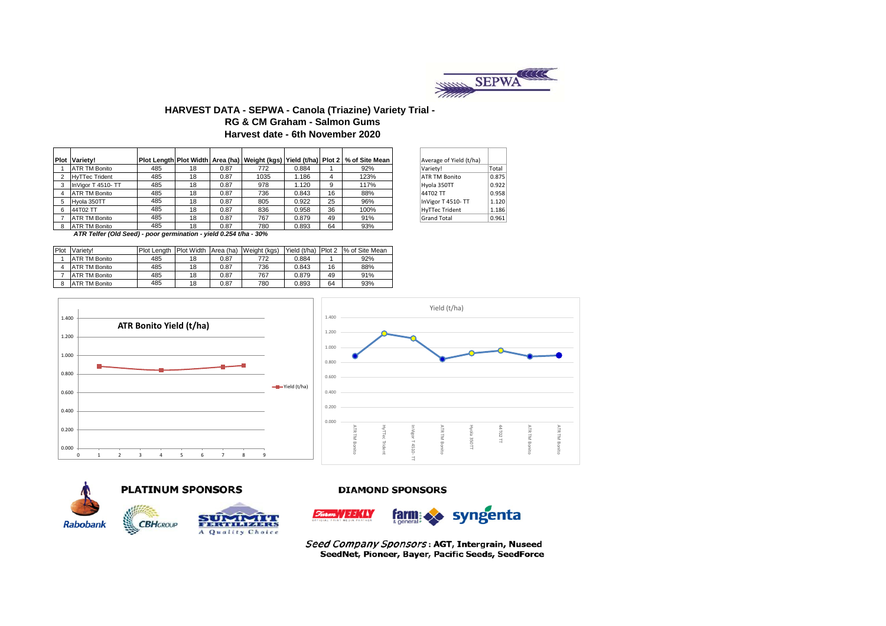# HARVEST DATA - SEPWA - Canola (Triazine) Variety Trial - RG & CM Graham - Salmon Gums

## Harvest date - 6th November 2020

| Plot | Variety! | Plot Length | Plot Width | Area (ha) | Weight (kgs) | Yield (t/ha) | Plot 2 | % of Site Mean |
|---|---|---|---|---|---|---|---|---|
| 1 | ATR TM Bonito | 485 | 18 | 0.87 | 772 | 0.884 | 1 | 92% |
| 2 | HyTTec Trident | 485 | 18 | 0.87 | 1035 | 1.186 | 4 | 123% |
| 3 | InVigor T 4510- TT | 485 | 18 | 0.87 | 978 | 1.120 | 9 | 117% |
| 4 | ATR TM Bonito | 485 | 18 | 0.87 | 736 | 0.843 | 16 | 88% |
| 5 | Hyola 350TT | 485 | 18 | 0.87 | 805 | 0.922 | 25 | 96% |
| 6 | 44T02 TT | 485 | 18 | 0.87 | 836 | 0.958 | 36 | 100% |
| 7 | ATR TM Bonito | 485 | 18 | 0.87 | 767 | 0.879 | 49 | 91% |
| 8 | ATR TM Bonito | 485 | 18 | 0.87 | 780 | 0.893 | 64 | 93% |

*ATR Telfer (Old Seed) - poor germination - yield 0.254 t/ha - 30%*

| Average of Yield (t/ha) | |
|---|---|
| Variety! | Total |
| ATR TM Bonito | 0.875 |
| Hyola 350TT | 0.922 |
| 44T02 TT | 0.958 |
| InVigor T 4510- TT | 1.120 |
| HyTTec Trident | 1.186 |
| Grand Total | 0.961 |

| Plot | Variety! | Plot Length | Plot Width | Area (ha) | Weight (kgs) | Yield (t/ha) | Plot 2 | % of Site Mean |
|---|---|---|---|---|---|---|---|---|
| 1 | ATR TM Bonito | 485 | 18 | 0.87 | 772 | 0.884 | 1 | 92% |
| 4 | ATR TM Bonito | 485 | 18 | 0.87 | 736 | 0.843 | 16 | 88% |
| 7 | ATR TM Bonito | 485 | 18 | 0.87 | 767 | 0.879 | 49 | 91% |
| 8 | ATR TM Bonito | 485 | 18 | 0.87 | 780 | 0.893 | 64 | 93% |

**PLATINUM SPONSORS**

**DIAMOND SPONSORS**

*Seed Company Sponsors*: **AGT, Intergrain, Nuseed SeedNet, Pioneer, Bayer, Pacific Seeds, SeedForce**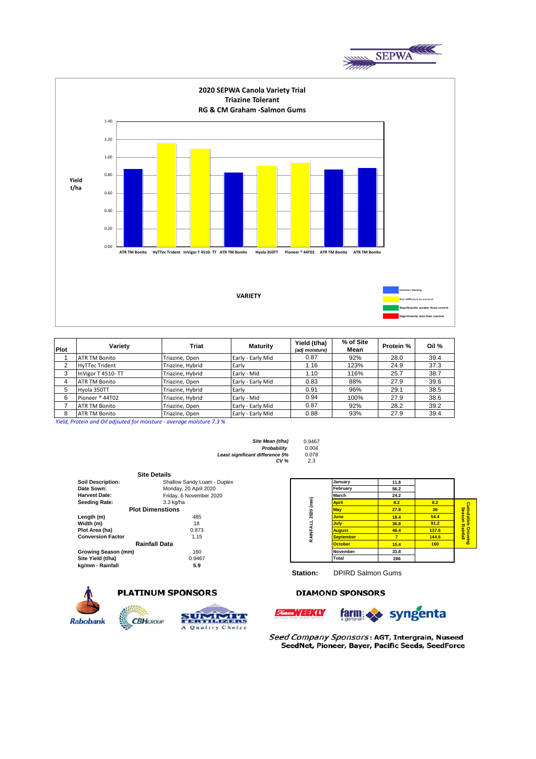SEPWA

## 2020 SEPWA Canola Variety Trial
### Triazine Tolerant
### RG & CM Graham -Salmon Gums

Yield t/ha

VARIETY

Legend: Control Variety; Not different to control; Significantly greater than control; Significantly less than control

| Plot | Variety | Triat | Maturity | Yield (t/ha) *(adj moisture)* | % of Site Mean | Protein % | Oil % |
|---|---|---|---|---|---|---|---|
| 1 | ATR TM Bonito | Triazine, Open | Early - Early Mid | 0.87 | 92% | 28.0 | 39.4 |
| 2 | HyTTec Trident | Triazine, Hybrid | Early | 1.16 | 123% | 24.9 | 37.3 |
| 3 | InVigor T 4510- TT | Triazine, Hybrid | Early - Mid | 1.10 | 116% | 25.7 | 38.7 |
| 4 | ATR TM Bonito | Triazine, Open | Early - Early Mid | 0.83 | 88% | 27.9 | 39.6 |
| 5 | Hyola 350TT | Triazine, Hybrid | Early | 0.91 | 96% | 29.1 | 38.5 |
| 6 | Pioneer ® 44T02 | Triazine, Hybrid | Early - Mid | 0.94 | 100% | 27.9 | 38.6 |
| 7 | ATR TM Bonito | Triazine, Open | Early - Early Mid | 0.87 | 92% | 28.2 | 39.2 |
| 8 | ATR TM Bonito | Triazine, Open | Early - Early Mid | 0.88 | 93% | 27.9 | 39.4 |

*Yield, Protein and Oil adjsuted for moisture - average moisture 7.3 %*

| | |
|---|---|
| *Site Mean (t/ha)* | 0.9467 |
| *Probability* | 0.004 |
| *Least significant difference 5%* | 0.078 |
| *CV %* | 2.3 |

**Site Details**

| | |
|---|---|
| **Soil Description:** | Shallow Sandy Loam - Duplex |
| **Date Sown:** | Monday, 20 April 2020 |
| **Harvest Date:** | Friday, 6 November 2020 |
| **Seeding Rate:** | 3.3 kg/ha |

**Plot Dimenstions**

| | |
|---|---|
| **Length (m)** | 485 |
| **Width (m)** | 18 |
| **Plot Area (ha)** | 0.873 |
| **Conversion Factor** | 1.15 |

**Rainfall Data**

| | |
|---|---|
| **Growing Season (mm)** | 160 |
| **Site Yield (t/ha)** | 0.9467 |
| **kg/mm - Rainfall** | 5.9 |

RAINFALL 2020 (mm)

| Month | Rainfall | Cumulative Growing Season Rainfall |
|---|---|---|
| January | 11.8 | |
| February | 56.2 | |
| March | 24.2 | |
| April | 8.2 | 8.2 |
| May | 27.8 | 36 |
| June | 18.4 | 54.4 |
| July | 36.8 | 91.2 |
| August | 46.4 | 137.6 |
| September | 7 | 144.6 |
| October | 15.4 | 160 |
| November | 33.8 | |
| Total | 286 | |

**Station:** DPIRD Salmon Gums

**PLATINUM SPONSORS**

Rabobank, CBH Group, Summit Fertilizers A Quality Choice

**DIAMOND SPONSORS**

Farm Weekly, farm & general, syngenta

*Seed Company Sponsors*: **AGT, Intergrain, Nuseed SeedNet, Pioneer, Bayer, Pacific Seeds, SeedForce**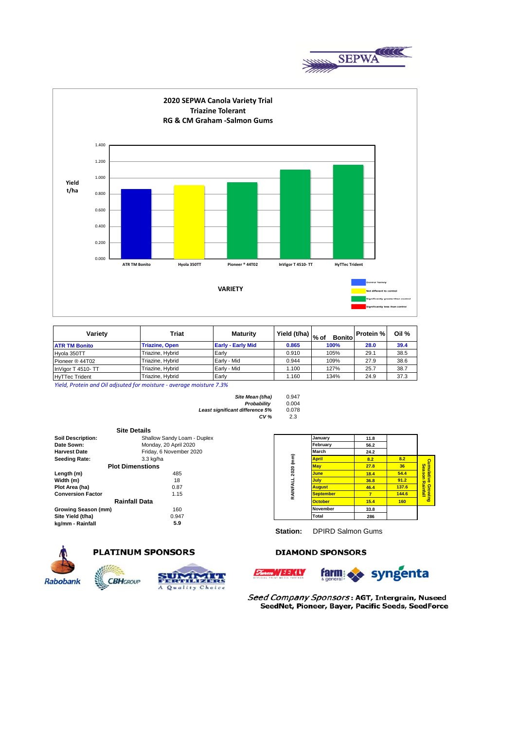SEPWA

## 2020 SEPWA Canola Variety Trial
## Triazine Tolerant
## RG & CM Graham -Salmon Gums

Yield t/ha

1.400
1.200
1.000
0.800
0.600
0.400
0.200
0.000

ATR TM Bonito
Hyola 350TT
Pioneer ® 44T02
InVigor T 4510- TT
HyTTec Trident

VARIETY

Control Variety
Not different to control
Significantly greater than control
Significantly less than control

| Variety | Triat | Maturity | Yield (t/ha) | % of Bonito | Protein % | Oil % |
|---|---|---|---|---|---|---|
| **ATR TM Bonito** | **Triazine, Open** | **Early - Early Mid** | **0.865** | **100%** | **28.0** | **39.4** |
| Hyola 350TT | Triazine, Hybrid | Early | 0.910 | 105% | 29.1 | 38.5 |
| Pioneer ® 44T02 | Triazine, Hybrid | Early - Mid | 0.944 | 109% | 27.9 | 38.6 |
| InVigor T 4510- TT | Triazine, Hybrid | Early - Mid | 1.100 | 127% | 25.7 | 38.7 |
| HyTTec Trident | Triazine, Hybrid | Early | 1.160 | 134% | 24.9 | 37.3 |

*Yield, Protein and Oil adjsuted for moisture - average moisture 7.3%*

| | |
|---|---|
| *Site Mean (t/ha)* | 0.947 |
| *Probability* | 0.004 |
| *Least significant difference 5%* | 0.078 |
| *CV %* | 2.3 |

### Site Details

| | |
|---|---|
| **Soil Description:** | Shallow Sandy Loam - Duplex |
| **Date Sown:** | Monday, 20 April 2020 |
| **Harvest Date** | Friday, 6 November 2020 |
| **Seeding Rate:** | 3.3 kg/ha |

### Plot Dimenstions

| | |
|---|---|
| **Length (m)** | 485 |
| **Width (m)** | 18 |
| **Plot Area (ha)** | 0.87 |
| **Conversion Factor** | 1.15 |

### Rainfall Data

| | |
|---|---|
| **Growing Season (mm)** | 160 |
| **Site Yield (t/ha)** | 0.947 |
| **kg/mm - Rainfall** | **5.9** |

RAINFALL 2020 (mm)

| Month | Rainfall | Cumulative Growing Season Rainfall |
|---|---|---|
| January | 11.8 | |
| February | 56.2 | |
| March | 24.2 | |
| April | 8.2 | 8.2 |
| May | 27.8 | 36 |
| June | 18.4 | 54.4 |
| July | 36.8 | 91.2 |
| August | 46.4 | 137.6 |
| September | 7 | 144.6 |
| October | 15.4 | 160 |
| November | 33.8 | |
| Total | 286 | |

**Station:** DPIRD Salmon Gums

**PLATINUM SPONSORS**

Rabobank, CBH GROUP, SUMMIT FERTILIZERS A Quality Choice

**DIAMOND SPONSORS**

Farm WEEKLY, farm & general, syngenta

*Seed Company Sponsors*: **AGT, Intergrain, Nuseed SeedNet, Pioneer, Bayer, Pacific Seeds, SeedForce**